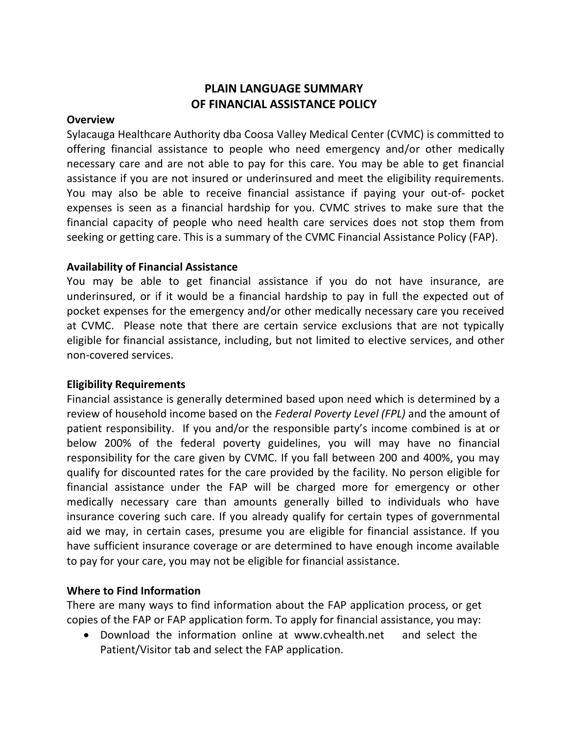# PLAIN LANGUAGE SUMMARY OF FINANCIAL ASSISTANCE POLICY

**Overview**

Sylacauga Healthcare Authority dba Coosa Valley Medical Center (CVMC) is committed to offering financial assistance to people who need emergency and/or other medically necessary care and are not able to pay for this care. You may be able to get financial assistance if you are not insured or underinsured and meet the eligibility requirements. You may also be able to receive financial assistance if paying your out-of- pocket expenses is seen as a financial hardship for you. CVMC strives to make sure that the financial capacity of people who need health care services does not stop them from seeking or getting care. This is a summary of the CVMC Financial Assistance Policy (FAP).

**Availability of Financial Assistance**

You may be able to get financial assistance if you do not have insurance, are underinsured, or if it would be a financial hardship to pay in full the expected out of pocket expenses for the emergency and/or other medically necessary care you received at CVMC. Please note that there are certain service exclusions that are not typically eligible for financial assistance, including, but not limited to elective services, and other non-covered services.

**Eligibility Requirements**

Financial assistance is generally determined based upon need which is determined by a review of household income based on the *Federal Poverty Level (FPL)* and the amount of patient responsibility. If you and/or the responsible party's income combined is at or below 200% of the federal poverty guidelines, you will may have no financial responsibility for the care given by CVMC. If you fall between 200 and 400%, you may qualify for discounted rates for the care provided by the facility. No person eligible for financial assistance under the FAP will be charged more for emergency or other medically necessary care than amounts generally billed to individuals who have insurance covering such care. If you already qualify for certain types of governmental aid we may, in certain cases, presume you are eligible for financial assistance. If you have sufficient insurance coverage or are determined to have enough income available to pay for your care, you may not be eligible for financial assistance.

**Where to Find Information**

There are many ways to find information about the FAP application process, or get copies of the FAP or FAP application form. To apply for financial assistance, you may:

- Download the information online at www.cvhealth.net and select the Patient/Visitor tab and select the FAP application.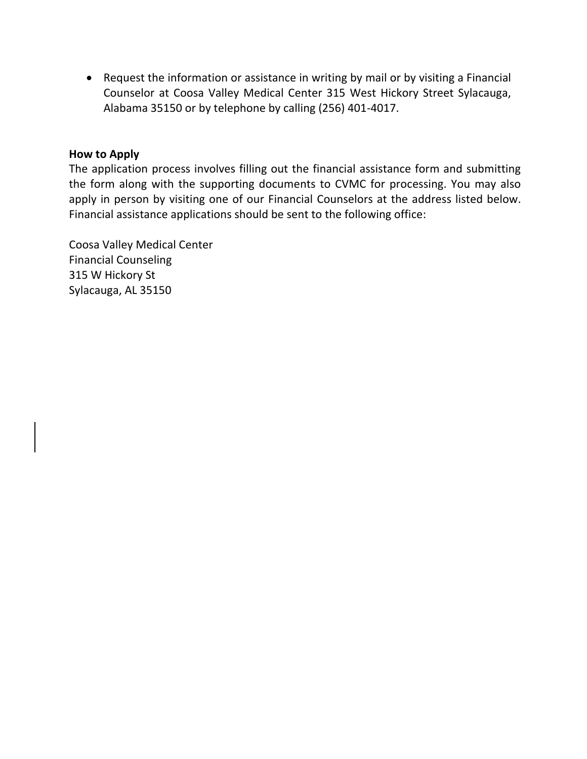- Request the information or assistance in writing by mail or by visiting a Financial Counselor at Coosa Valley Medical Center 315 West Hickory Street Sylacauga, Alabama 35150 or by telephone by calling (256) 401-4017.

**How to Apply**

The application process involves filling out the financial assistance form and submitting the form along with the supporting documents to CVMC for processing. You may also apply in person by visiting one of our Financial Counselors at the address listed below. Financial assistance applications should be sent to the following office:

Coosa Valley Medical Center
Financial Counseling
315 W Hickory St
Sylacauga, AL 35150